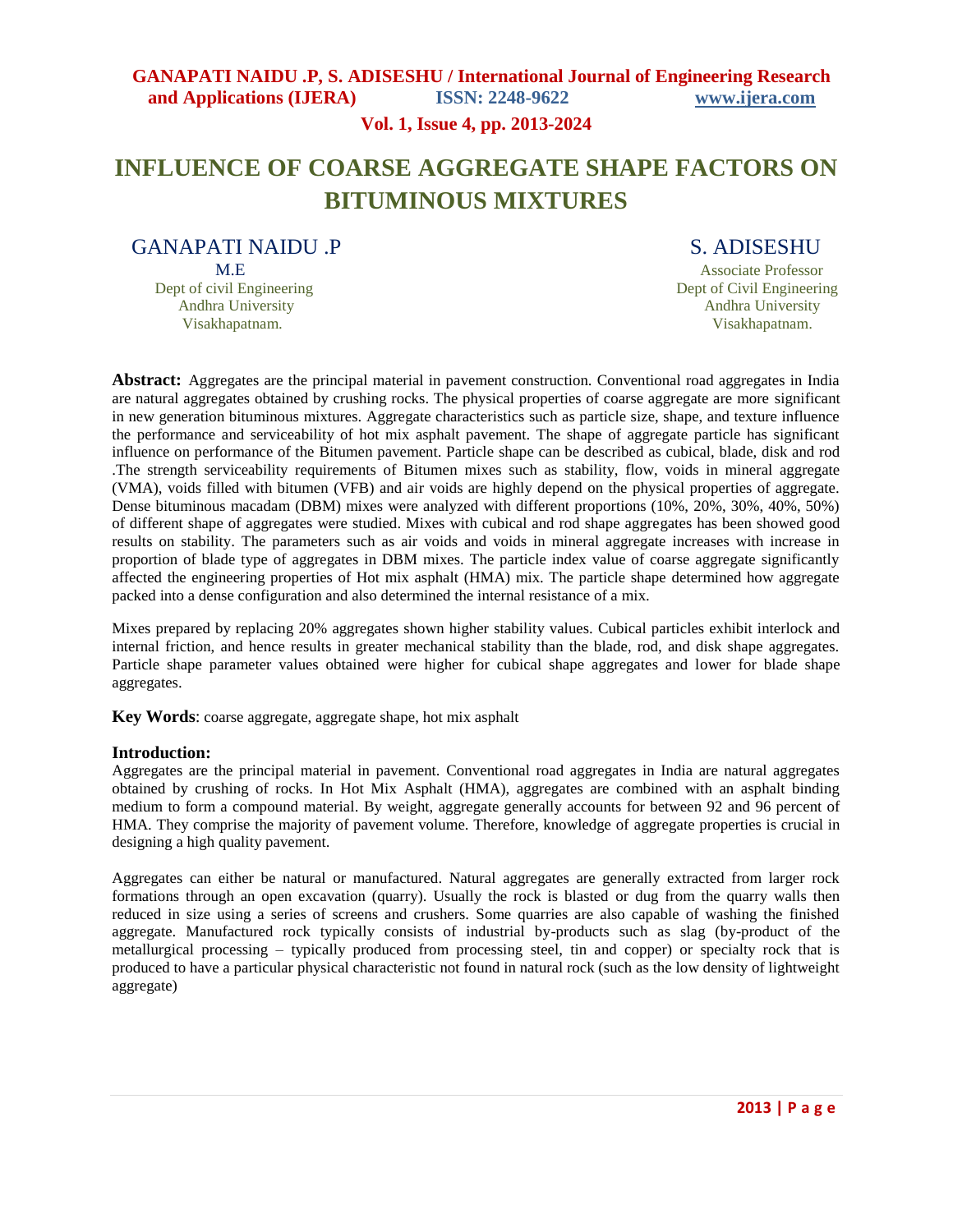# INFLUENCE OF COARSE AGGREGATE SHAPE FACTORS ON BITUMINOUS MIXTURES

**GANAPATI NAIDU .P**
M.E
Dept of civil Engineering
Andhra University
Visakhapatnam.

**S. ADISESHU**
Associate Professor
Dept of Civil Engineering
Andhra University
Visakhapatnam.

**Abstract:** Aggregates are the principal material in pavement construction. Conventional road aggregates in India are natural aggregates obtained by crushing rocks. The physical properties of coarse aggregate are more significant in new generation bituminous mixtures. Aggregate characteristics such as particle size, shape, and texture influence the performance and serviceability of hot mix asphalt pavement. The shape of aggregate particle has significant influence on performance of the Bitumen pavement. Particle shape can be described as cubical, blade, disk and rod .The strength serviceability requirements of Bitumen mixes such as stability, flow, voids in mineral aggregate (VMA), voids filled with bitumen (VFB) and air voids are highly depend on the physical properties of aggregate. Dense bituminous macadam (DBM) mixes were analyzed with different proportions (10%, 20%, 30%, 40%, 50%) of different shape of aggregates were studied. Mixes with cubical and rod shape aggregates has been showed good results on stability. The parameters such as air voids and voids in mineral aggregate increases with increase in proportion of blade type of aggregates in DBM mixes. The particle index value of coarse aggregate significantly affected the engineering properties of Hot mix asphalt (HMA) mix. The particle shape determined how aggregate packed into a dense configuration and also determined the internal resistance of a mix.

Mixes prepared by replacing 20% aggregates shown higher stability values. Cubical particles exhibit interlock and internal friction, and hence results in greater mechanical stability than the blade, rod, and disk shape aggregates. Particle shape parameter values obtained were higher for cubical shape aggregates and lower for blade shape aggregates.

**Key Words**: coarse aggregate, aggregate shape, hot mix asphalt

## Introduction:

Aggregates are the principal material in pavement. Conventional road aggregates in India are natural aggregates obtained by crushing of rocks. In Hot Mix Asphalt (HMA), aggregates are combined with an asphalt binding medium to form a compound material. By weight, aggregate generally accounts for between 92 and 96 percent of HMA. They comprise the majority of pavement volume. Therefore, knowledge of aggregate properties is crucial in designing a high quality pavement.

Aggregates can either be natural or manufactured. Natural aggregates are generally extracted from larger rock formations through an open excavation (quarry). Usually the rock is blasted or dug from the quarry walls then reduced in size using a series of screens and crushers. Some quarries are also capable of washing the finished aggregate. Manufactured rock typically consists of industrial by-products such as slag (by-product of the metallurgical processing – typically produced from processing steel, tin and copper) or specialty rock that is produced to have a particular physical characteristic not found in natural rock (such as the low density of lightweight aggregate)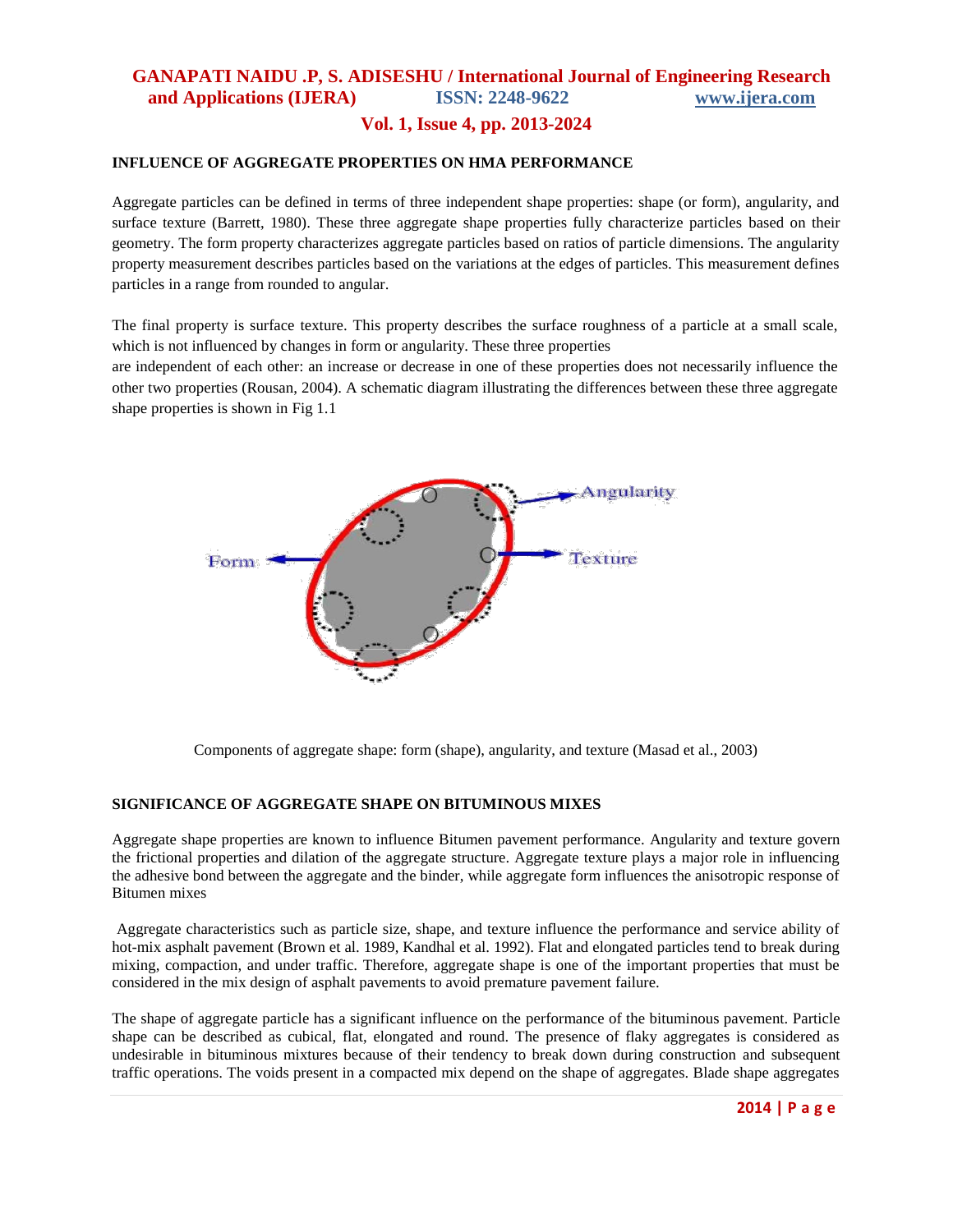## INFLUENCE OF AGGREGATE PROPERTIES ON HMA PERFORMANCE

Aggregate particles can be defined in terms of three independent shape properties: shape (or form), angularity, and surface texture (Barrett, 1980). These three aggregate shape properties fully characterize particles based on their geometry. The form property characterizes aggregate particles based on ratios of particle dimensions. The angularity property measurement describes particles based on the variations at the edges of particles. This measurement defines particles in a range from rounded to angular.

The final property is surface texture. This property describes the surface roughness of a particle at a small scale, which is not influenced by changes in form or angularity. These three properties are independent of each other: an increase or decrease in one of these properties does not necessarily influence the other two properties (Rousan, 2004). A schematic diagram illustrating the differences between these three aggregate shape properties is shown in Fig 1.1

Components of aggregate shape: form (shape), angularity, and texture (Masad et al., 2003)

## SIGNIFICANCE OF AGGREGATE SHAPE ON BITUMINOUS MIXES

Aggregate shape properties are known to influence Bitumen pavement performance. Angularity and texture govern the frictional properties and dilation of the aggregate structure. Aggregate texture plays a major role in influencing the adhesive bond between the aggregate and the binder, while aggregate form influences the anisotropic response of Bitumen mixes

Aggregate characteristics such as particle size, shape, and texture influence the performance and service ability of hot-mix asphalt pavement (Brown et al. 1989, Kandhal et al. 1992). Flat and elongated particles tend to break during mixing, compaction, and under traffic. Therefore, aggregate shape is one of the important properties that must be considered in the mix design of asphalt pavements to avoid premature pavement failure.

The shape of aggregate particle has a significant influence on the performance of the bituminous pavement. Particle shape can be described as cubical, flat, elongated and round. The presence of flaky aggregates is considered as undesirable in bituminous mixtures because of their tendency to break down during construction and subsequent traffic operations. The voids present in a compacted mix depend on the shape of aggregates. Blade shape aggregates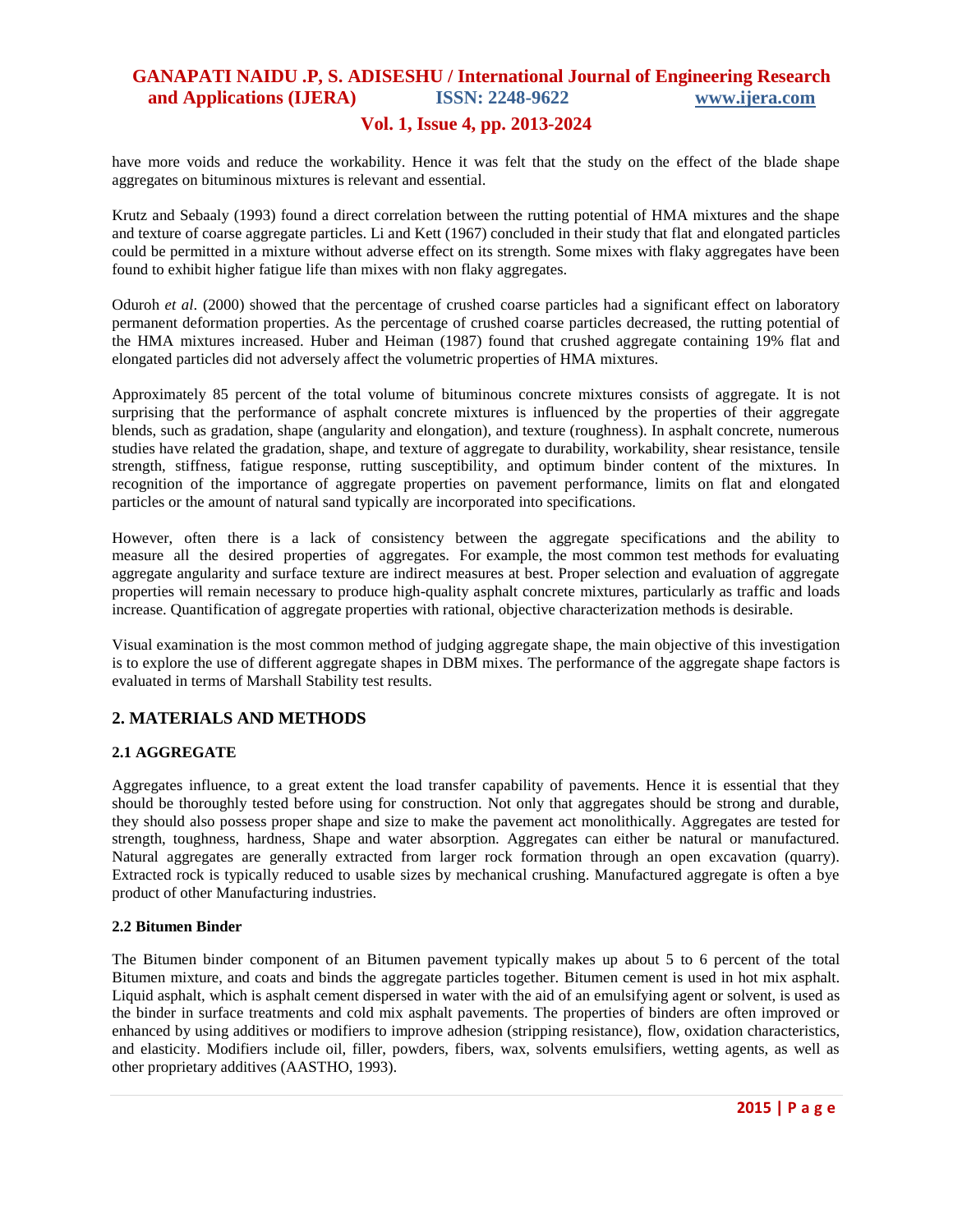have more voids and reduce the workability. Hence it was felt that the study on the effect of the blade shape aggregates on bituminous mixtures is relevant and essential.

Krutz and Sebaaly (1993) found a direct correlation between the rutting potential of HMA mixtures and the shape and texture of coarse aggregate particles. Li and Kett (1967) concluded in their study that flat and elongated particles could be permitted in a mixture without adverse effect on its strength. Some mixes with flaky aggregates have been found to exhibit higher fatigue life than mixes with non flaky aggregates.

Oduroh *et al.* (2000) showed that the percentage of crushed coarse particles had a significant effect on laboratory permanent deformation properties. As the percentage of crushed coarse particles decreased, the rutting potential of the HMA mixtures increased. Huber and Heiman (1987) found that crushed aggregate containing 19% flat and elongated particles did not adversely affect the volumetric properties of HMA mixtures.

Approximately 85 percent of the total volume of bituminous concrete mixtures consists of aggregate. It is not surprising that the performance of asphalt concrete mixtures is influenced by the properties of their aggregate blends, such as gradation, shape (angularity and elongation), and texture (roughness). In asphalt concrete, numerous studies have related the gradation, shape, and texture of aggregate to durability, workability, shear resistance, tensile strength, stiffness, fatigue response, rutting susceptibility, and optimum binder content of the mixtures. In recognition of the importance of aggregate properties on pavement performance, limits on flat and elongated particles or the amount of natural sand typically are incorporated into specifications.

However, often there is a lack of consistency between the aggregate specifications and the ability to measure all the desired properties of aggregates. For example, the most common test methods for evaluating aggregate angularity and surface texture are indirect measures at best. Proper selection and evaluation of aggregate properties will remain necessary to produce high-quality asphalt concrete mixtures, particularly as traffic and loads increase. Quantification of aggregate properties with rational, objective characterization methods is desirable.

Visual examination is the most common method of judging aggregate shape, the main objective of this investigation is to explore the use of different aggregate shapes in DBM mixes. The performance of the aggregate shape factors is evaluated in terms of Marshall Stability test results.

## 2. MATERIALS AND METHODS

### 2.1 AGGREGATE

Aggregates influence, to a great extent the load transfer capability of pavements. Hence it is essential that they should be thoroughly tested before using for construction. Not only that aggregates should be strong and durable, they should also possess proper shape and size to make the pavement act monolithically. Aggregates are tested for strength, toughness, hardness, Shape and water absorption. Aggregates can either be natural or manufactured. Natural aggregates are generally extracted from larger rock formation through an open excavation (quarry). Extracted rock is typically reduced to usable sizes by mechanical crushing. Manufactured aggregate is often a bye product of other Manufacturing industries.

### 2.2 Bitumen Binder

The Bitumen binder component of an Bitumen pavement typically makes up about 5 to 6 percent of the total Bitumen mixture, and coats and binds the aggregate particles together. Bitumen cement is used in hot mix asphalt. Liquid asphalt, which is asphalt cement dispersed in water with the aid of an emulsifying agent or solvent, is used as the binder in surface treatments and cold mix asphalt pavements. The properties of binders are often improved or enhanced by using additives or modifiers to improve adhesion (stripping resistance), flow, oxidation characteristics, and elasticity. Modifiers include oil, filler, powders, fibers, wax, solvents emulsifiers, wetting agents, as well as other proprietary additives (AASTHO, 1993).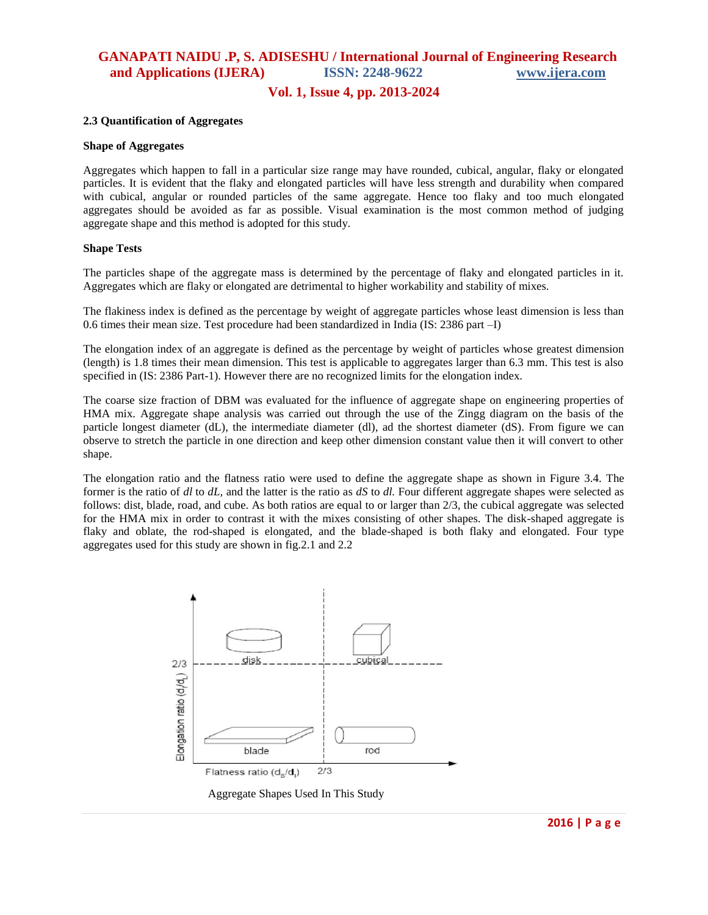### 2.3 Quantification of Aggregates

**Shape of Aggregates**

Aggregates which happen to fall in a particular size range may have rounded, cubical, angular, flaky or elongated particles. It is evident that the flaky and elongated particles will have less strength and durability when compared with cubical, angular or rounded particles of the same aggregate. Hence too flaky and too much elongated aggregates should be avoided as far as possible. Visual examination is the most common method of judging aggregate shape and this method is adopted for this study.

**Shape Tests**

The particles shape of the aggregate mass is determined by the percentage of flaky and elongated particles in it. Aggregates which are flaky or elongated are detrimental to higher workability and stability of mixes.

The flakiness index is defined as the percentage by weight of aggregate particles whose least dimension is less than 0.6 times their mean size. Test procedure had been standardized in India (IS: 2386 part –I)

The elongation index of an aggregate is defined as the percentage by weight of particles whose greatest dimension (length) is 1.8 times their mean dimension. This test is applicable to aggregates larger than 6.3 mm. This test is also specified in (IS: 2386 Part-1). However there are no recognized limits for the elongation index.

The coarse size fraction of DBM was evaluated for the influence of aggregate shape on engineering properties of HMA mix. Aggregate shape analysis was carried out through the use of the Zingg diagram on the basis of the particle longest diameter (dL), the intermediate diameter (dl), ad the shortest diameter (dS). From figure we can observe to stretch the particle in one direction and keep other dimension constant value then it will convert to other shape.

The elongation ratio and the flatness ratio were used to define the aggregate shape as shown in Figure 3.4. The former is the ratio of *dl* to *dL*, and the latter is the ratio as *dS* to *dl.* Four different aggregate shapes were selected as follows: dist, blade, road, and cube. As both ratios are equal to or larger than 2/3, the cubical aggregate was selected for the HMA mix in order to contrast it with the mixes consisting of other shapes. The disk-shaped aggregate is flaky and oblate, the rod-shaped is elongated, and the blade-shaped is both flaky and elongated. Four type aggregates used for this study are shown in fig.2.1 and 2.2

Aggregate Shapes Used In This Study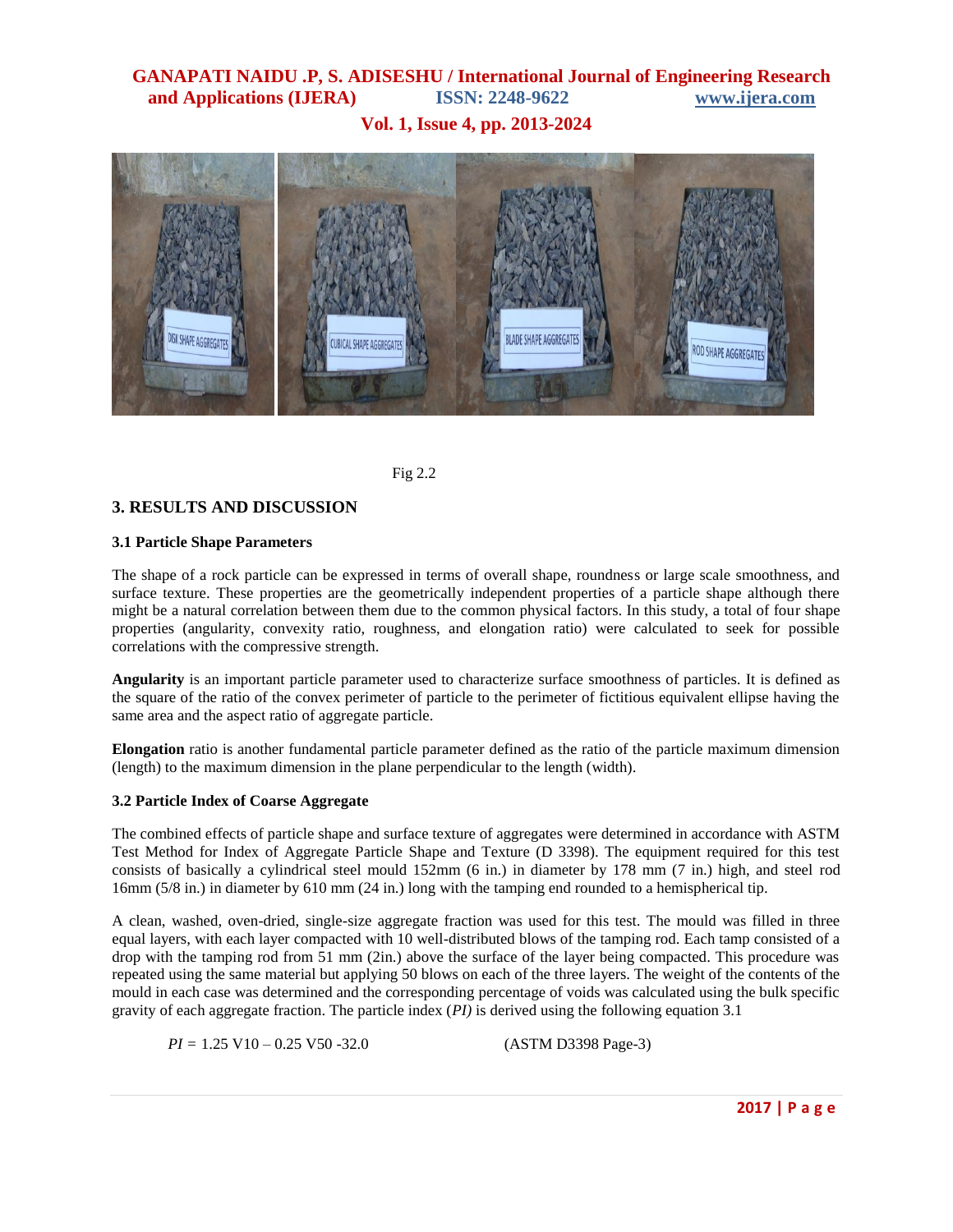Fig 2.2

## 3. RESULTS AND DISCUSSION

### 3.1 Particle Shape Parameters

The shape of a rock particle can be expressed in terms of overall shape, roundness or large scale smoothness, and surface texture. These properties are the geometrically independent properties of a particle shape although there might be a natural correlation between them due to the common physical factors. In this study, a total of four shape properties (angularity, convexity ratio, roughness, and elongation ratio) were calculated to seek for possible correlations with the compressive strength.

**Angularity** is an important particle parameter used to characterize surface smoothness of particles. It is defined as the square of the ratio of the convex perimeter of particle to the perimeter of fictitious equivalent ellipse having the same area and the aspect ratio of aggregate particle.

**Elongation** ratio is another fundamental particle parameter defined as the ratio of the particle maximum dimension (length) to the maximum dimension in the plane perpendicular to the length (width).

### 3.2 Particle Index of Coarse Aggregate

The combined effects of particle shape and surface texture of aggregates were determined in accordance with ASTM Test Method for Index of Aggregate Particle Shape and Texture (D 3398). The equipment required for this test consists of basically a cylindrical steel mould 152mm (6 in.) in diameter by 178 mm (7 in.) high, and steel rod 16mm (5/8 in.) in diameter by 610 mm (24 in.) long with the tamping end rounded to a hemispherical tip.

A clean, washed, oven-dried, single-size aggregate fraction was used for this test. The mould was filled in three equal layers, with each layer compacted with 10 well-distributed blows of the tamping rod. Each tamp consisted of a drop with the tamping rod from 51 mm (2in.) above the surface of the layer being compacted. This procedure was repeated using the same material but applying 50 blows on each of the three layers. The weight of the contents of the mould in each case was determined and the corresponding percentage of voids was calculated using the bulk specific gravity of each aggregate fraction. The particle index (*PI)* is derived using the following equation 3.1

$$PI = 1.25\ V10 - 0.25\ V50 - 32.0 \qquad \text{(ASTM D3398 Page-3)}$$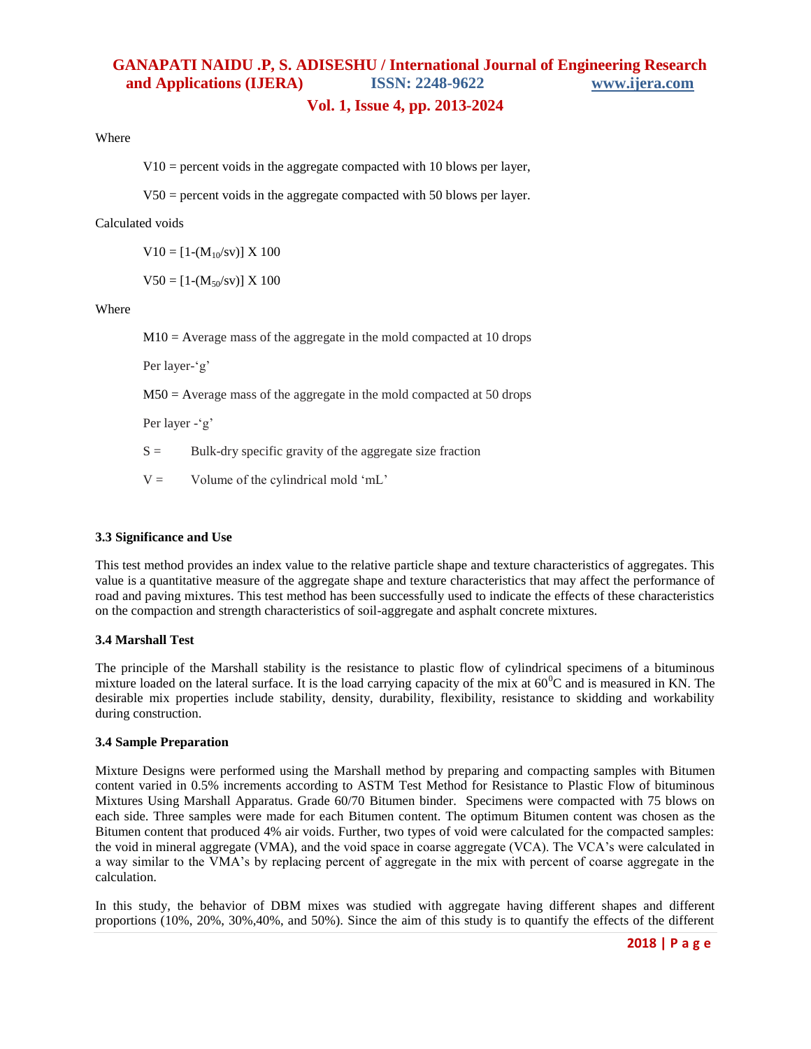Where

$V10$ = percent voids in the aggregate compacted with 10 blows per layer,

$V50$ = percent voids in the aggregate compacted with 50 blows per layer.

Calculated voids

$$V10 = [1-(M_{10}/sv)] \times 100$$

$$V50 = [1-(M_{50}/sv)] \times 100$$

Where

$M10$ = Average mass of the aggregate in the mold compacted at 10 drops

Per layer-'g'

$M50$ = Average mass of the aggregate in the mold compacted at 50 drops

Per layer -'g'

$S$ = Bulk-dry specific gravity of the aggregate size fraction

$V$ = Volume of the cylindrical mold 'mL'

### 3.3 Significance and Use

This test method provides an index value to the relative particle shape and texture characteristics of aggregates. This value is a quantitative measure of the aggregate shape and texture characteristics that may affect the performance of road and paving mixtures. This test method has been successfully used to indicate the effects of these characteristics on the compaction and strength characteristics of soil-aggregate and asphalt concrete mixtures.

### 3.4 Marshall Test

The principle of the Marshall stability is the resistance to plastic flow of cylindrical specimens of a bituminous mixture loaded on the lateral surface. It is the load carrying capacity of the mix at $60^0$C and is measured in KN. The desirable mix properties include stability, density, durability, flexibility, resistance to skidding and workability during construction.

### 3.4 Sample Preparation

Mixture Designs were performed using the Marshall method by preparing and compacting samples with Bitumen content varied in 0.5% increments according to ASTM Test Method for Resistance to Plastic Flow of bituminous Mixtures Using Marshall Apparatus. Grade 60/70 Bitumen binder. Specimens were compacted with 75 blows on each side. Three samples were made for each Bitumen content. The optimum Bitumen content was chosen as the Bitumen content that produced 4% air voids. Further, two types of void were calculated for the compacted samples: the void in mineral aggregate (VMA), and the void space in coarse aggregate (VCA). The VCA's were calculated in a way similar to the VMA's by replacing percent of aggregate in the mix with percent of coarse aggregate in the calculation.

In this study, the behavior of DBM mixes was studied with aggregate having different shapes and different proportions (10%, 20%, 30%,40%, and 50%). Since the aim of this study is to quantify the effects of the different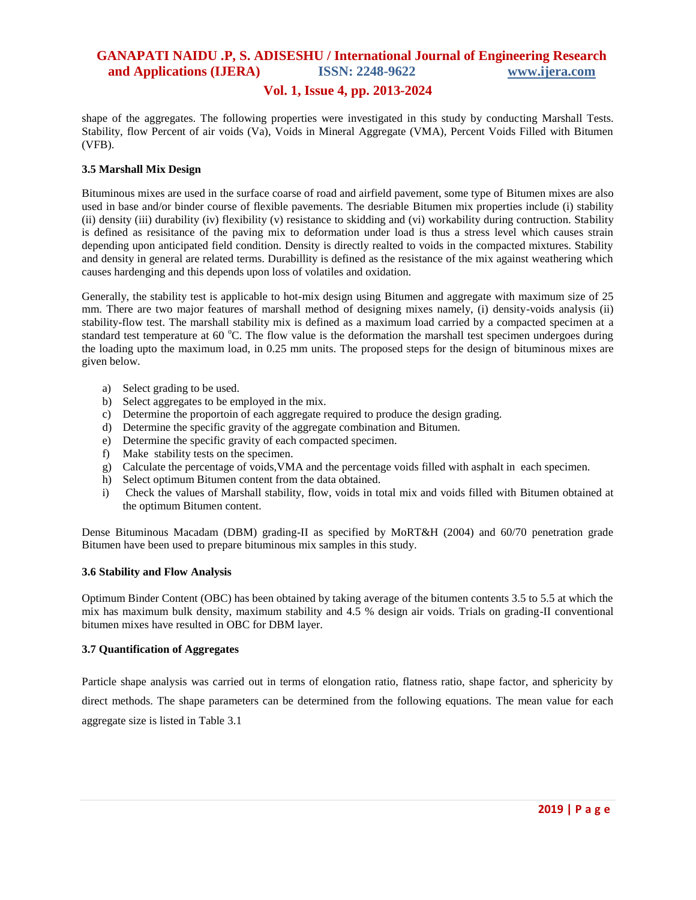shape of the aggregates. The following properties were investigated in this study by conducting Marshall Tests. Stability, flow Percent of air voids (Va), Voids in Mineral Aggregate (VMA), Percent Voids Filled with Bitumen (VFB).

### 3.5 Marshall Mix Design

Bituminous mixes are used in the surface coarse of road and airfield pavement, some type of Bitumen mixes are also used in base and/or binder course of flexible pavements. The desriable Bitumen mix properties include (i) stability (ii) density (iii) durability (iv) flexibility (v) resistance to skidding and (vi) workability during contruction. Stability is defined as resisitance of the paving mix to deformation under load is thus a stress level which causes strain depending upon anticipated field condition. Density is directly realted to voids in the compacted mixtures. Stability and density in general are related terms. Durabillity is defined as the resistance of the mix against weathering which causes hardenging and this depends upon loss of volatiles and oxidation.

Generally, the stability test is applicable to hot-mix design using Bitumen and aggregate with maximum size of 25 mm. There are two major features of marshall method of designing mixes namely, (i) density-voids analysis (ii) stability-flow test. The marshall stability mix is defined as a maximum load carried by a compacted specimen at a standard test temperature at 60 $^{o}$C. The flow value is the deformation the marshall test specimen undergoes during the loading upto the maximum load, in 0.25 mm units. The proposed steps for the design of bituminous mixes are given below.

a) Select grading to be used.
b) Select aggregates to be employed in the mix.
c) Determine the proportoin of each aggregate required to produce the design grading.
d) Determine the specific gravity of the aggregate combination and Bitumen.
e) Determine the specific gravity of each compacted specimen.
f) Make stability tests on the specimen.
g) Calculate the percentage of voids,VMA and the percentage voids filled with asphalt in each specimen.
h) Select optimum Bitumen content from the data obtained.
i) Check the values of Marshall stability, flow, voids in total mix and voids filled with Bitumen obtained at the optimum Bitumen content.

Dense Bituminous Macadam (DBM) grading-II as specified by MoRT&H (2004) and 60/70 penetration grade Bitumen have been used to prepare bituminous mix samples in this study.

### 3.6 Stability and Flow Analysis

Optimum Binder Content (OBC) has been obtained by taking average of the bitumen contents 3.5 to 5.5 at which the mix has maximum bulk density, maximum stability and 4.5 % design air voids. Trials on grading-II conventional bitumen mixes have resulted in OBC for DBM layer.

### 3.7 Quantification of Aggregates

Particle shape analysis was carried out in terms of elongation ratio, flatness ratio, shape factor, and sphericity by direct methods. The shape parameters can be determined from the following equations. The mean value for each aggregate size is listed in Table 3.1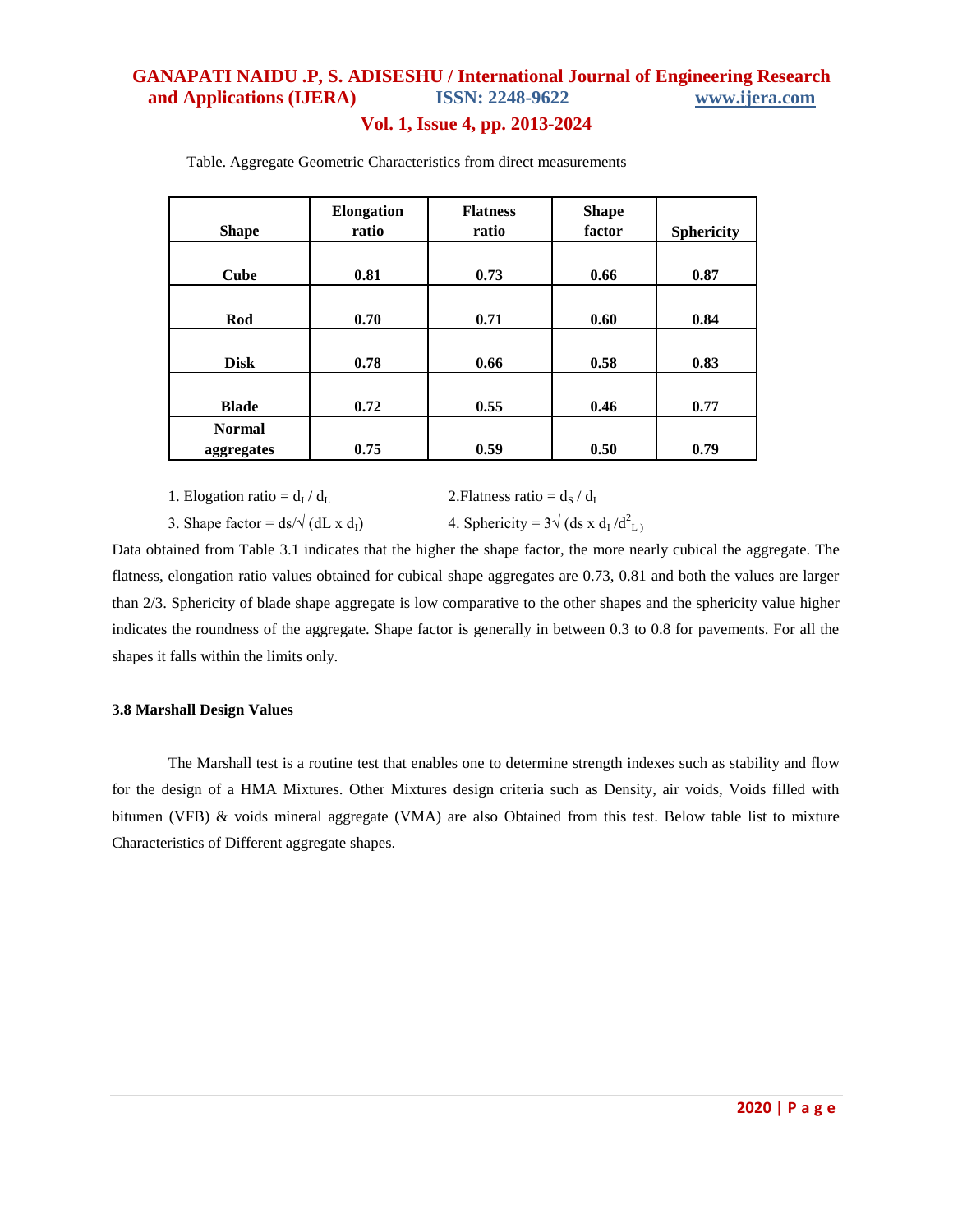Table. Aggregate Geometric Characteristics from direct measurements

| Shape | Elongation ratio | Flatness ratio | Shape factor | Sphericity |
|---|---|---|---|---|
| **Cube** | **0.81** | **0.73** | **0.66** | **0.87** |
| **Rod** | **0.70** | **0.71** | **0.60** | **0.84** |
| **Disk** | **0.78** | **0.66** | **0.58** | **0.83** |
| **Blade** | **0.72** | **0.55** | **0.46** | **0.77** |
| **Normal aggregates** | **0.75** | **0.59** | **0.50** | **0.79** |

1. Elogation ratio = $d_I / d_L$
2. Flatness ratio = $d_S / d_I$
3. Shape factor = $ds/\sqrt{(dL \times d_I)}$
4. Sphericity = $3\sqrt{(ds \times d_I / d^2_L)}$

Data obtained from Table 3.1 indicates that the higher the shape factor, the more nearly cubical the aggregate. The flatness, elongation ratio values obtained for cubical shape aggregates are 0.73, 0.81 and both the values are larger than 2/3. Sphericity of blade shape aggregate is low comparative to the other shapes and the sphericity value higher indicates the roundness of the aggregate. Shape factor is generally in between 0.3 to 0.8 for pavements. For all the shapes it falls within the limits only.

### 3.8 Marshall Design Values

The Marshall test is a routine test that enables one to determine strength indexes such as stability and flow for the design of a HMA Mixtures. Other Mixtures design criteria such as Density, air voids, Voids filled with bitumen (VFB) & voids mineral aggregate (VMA) are also Obtained from this test. Below table list to mixture Characteristics of Different aggregate shapes.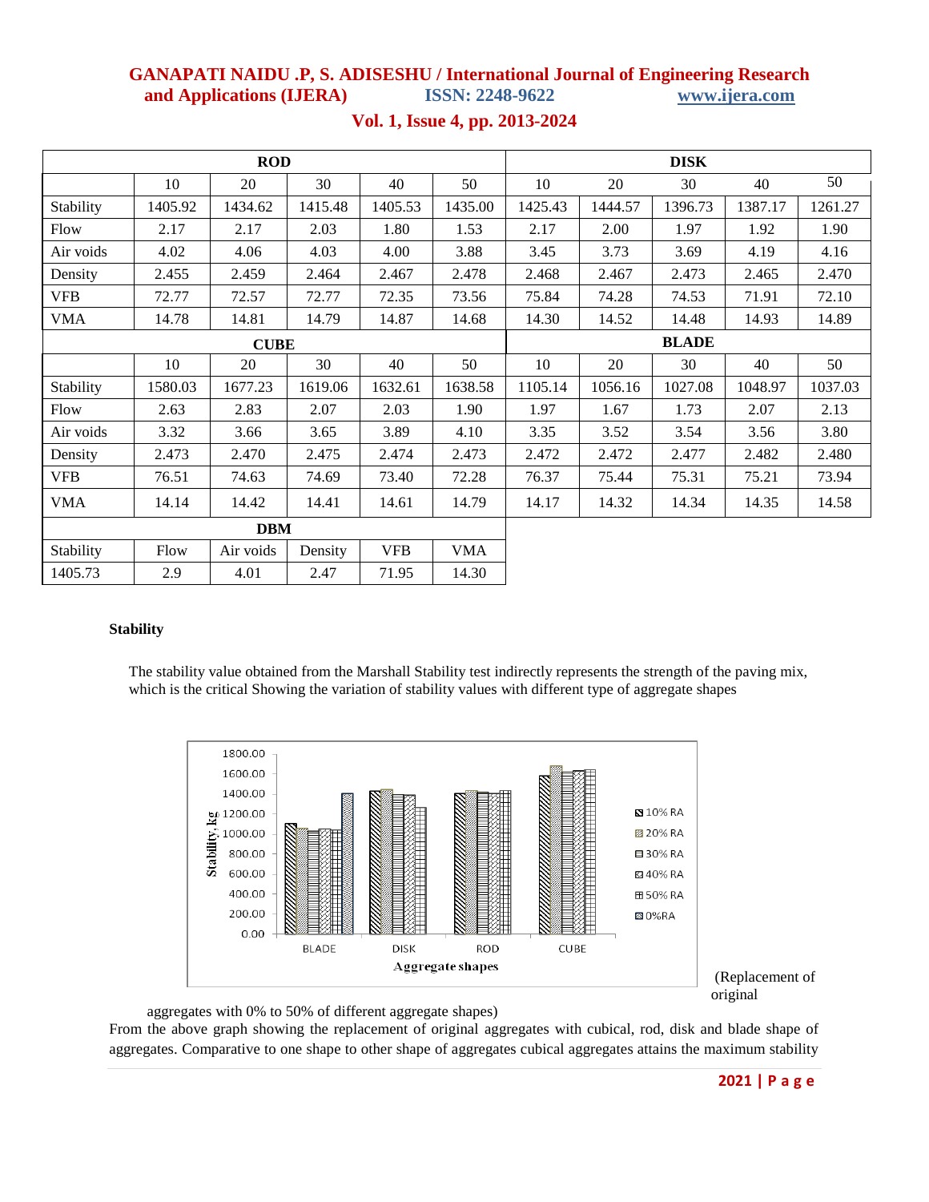| | ROD | | | | | DISK | | | | |
|---|---|---|---|---|---|---|---|---|---|---|
| | 10 | 20 | 30 | 40 | 50 | 10 | 20 | 30 | 40 | 50 |
| Stability | 1405.92 | 1434.62 | 1415.48 | 1405.53 | 1435.00 | 1425.43 | 1444.57 | 1396.73 | 1387.17 | 1261.27 |
| Flow | 2.17 | 2.17 | 2.03 | 1.80 | 1.53 | 2.17 | 2.00 | 1.97 | 1.92 | 1.90 |
| Air voids | 4.02 | 4.06 | 4.03 | 4.00 | 3.88 | 3.45 | 3.73 | 3.69 | 4.19 | 4.16 |
| Density | 2.455 | 2.459 | 2.464 | 2.467 | 2.478 | 2.468 | 2.467 | 2.473 | 2.465 | 2.470 |
| VFB | 72.77 | 72.57 | 72.77 | 72.35 | 73.56 | 75.84 | 74.28 | 74.53 | 71.91 | 72.10 |
| VMA | 14.78 | 14.81 | 14.79 | 14.87 | 14.68 | 14.30 | 14.52 | 14.48 | 14.93 | 14.89 |
| | CUBE | | | | | BLADE | | | | |
| | 10 | 20 | 30 | 40 | 50 | 10 | 20 | 30 | 40 | 50 |
| Stability | 1580.03 | 1677.23 | 1619.06 | 1632.61 | 1638.58 | 1105.14 | 1056.16 | 1027.08 | 1048.97 | 1037.03 |
| Flow | 2.63 | 2.83 | 2.07 | 2.03 | 1.90 | 1.97 | 1.67 | 1.73 | 2.07 | 2.13 |
| Air voids | 3.32 | 3.66 | 3.65 | 3.89 | 4.10 | 3.35 | 3.52 | 3.54 | 3.56 | 3.80 |
| Density | 2.473 | 2.470 | 2.475 | 2.474 | 2.473 | 2.472 | 2.472 | 2.477 | 2.482 | 2.480 |
| VFB | 76.51 | 74.63 | 74.69 | 73.40 | 72.28 | 76.37 | 75.44 | 75.31 | 75.21 | 73.94 |
| VMA | 14.14 | 14.42 | 14.41 | 14.61 | 14.79 | 14.17 | 14.32 | 14.34 | 14.35 | 14.58 |

| DBM | | | | | |
|---|---|---|---|---|---|
| Stability | Flow | Air voids | Density | VFB | VMA |
| 1405.73 | 2.9 | 4.01 | 2.47 | 71.95 | 14.30 |

### Stability

The stability value obtained from the Marshall Stability test indirectly represents the strength of the paving mix, which is the critical Showing the variation of stability values with different type of aggregate shapes

(Replacement of original aggregates with 0% to 50% of different aggregate shapes)

From the above graph showing the replacement of original aggregates with cubical, rod, disk and blade shape of aggregates. Comparative to one shape to other shape of aggregates cubical aggregates attains the maximum stability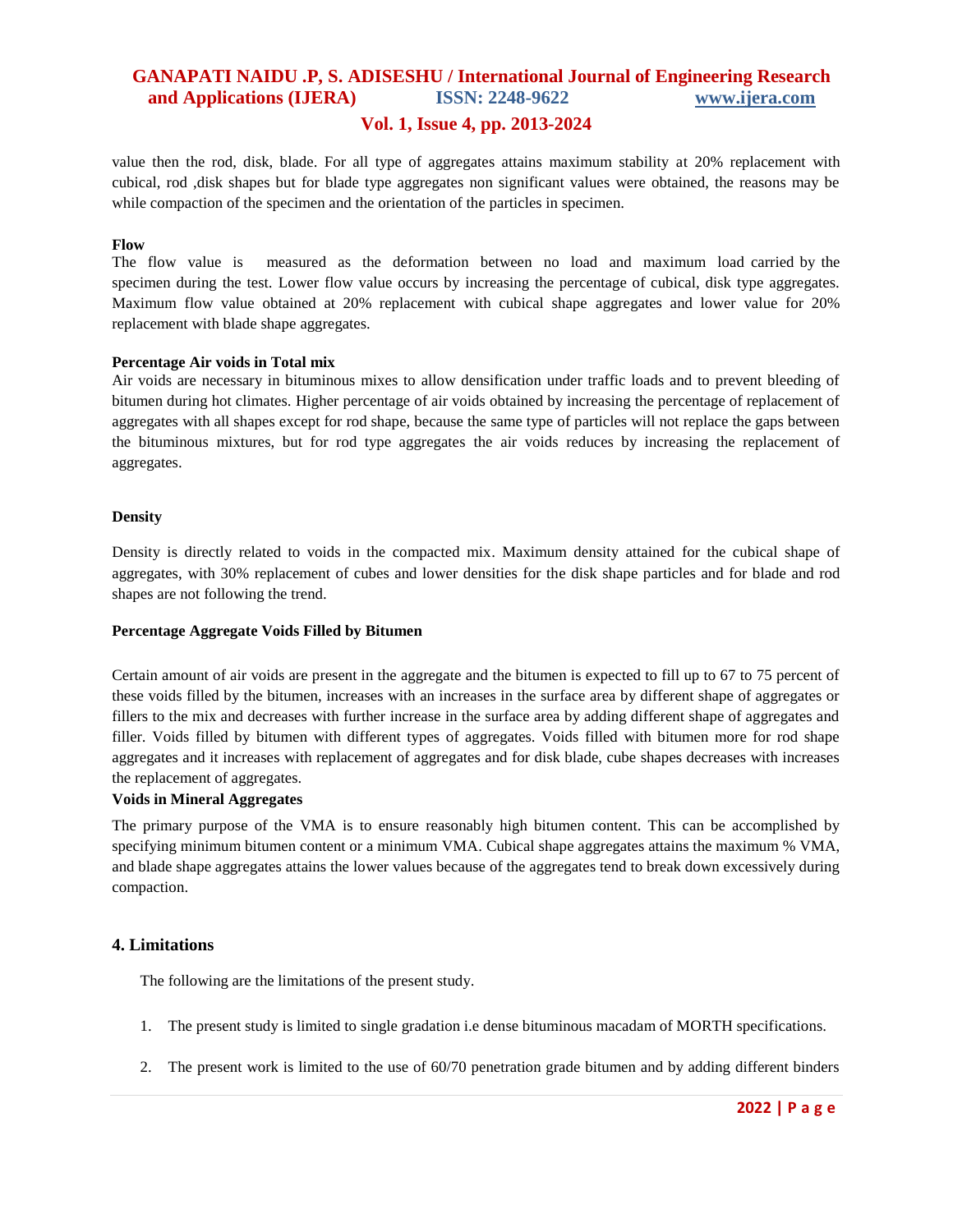value then the rod, disk, blade. For all type of aggregates attains maximum stability at 20% replacement with cubical, rod ,disk shapes but for blade type aggregates non significant values were obtained, the reasons may be while compaction of the specimen and the orientation of the particles in specimen.

**Flow**

The flow value is measured as the deformation between no load and maximum load carried by the specimen during the test. Lower flow value occurs by increasing the percentage of cubical, disk type aggregates. Maximum flow value obtained at 20% replacement with cubical shape aggregates and lower value for 20% replacement with blade shape aggregates.

**Percentage Air voids in Total mix**

Air voids are necessary in bituminous mixes to allow densification under traffic loads and to prevent bleeding of bitumen during hot climates. Higher percentage of air voids obtained by increasing the percentage of replacement of aggregates with all shapes except for rod shape, because the same type of particles will not replace the gaps between the bituminous mixtures, but for rod type aggregates the air voids reduces by increasing the replacement of aggregates.

**Density**

Density is directly related to voids in the compacted mix. Maximum density attained for the cubical shape of aggregates, with 30% replacement of cubes and lower densities for the disk shape particles and for blade and rod shapes are not following the trend.

**Percentage Aggregate Voids Filled by Bitumen**

Certain amount of air voids are present in the aggregate and the bitumen is expected to fill up to 67 to 75 percent of these voids filled by the bitumen, increases with an increases in the surface area by different shape of aggregates or fillers to the mix and decreases with further increase in the surface area by adding different shape of aggregates and filler. Voids filled by bitumen with different types of aggregates. Voids filled with bitumen more for rod shape aggregates and it increases with replacement of aggregates and for disk blade, cube shapes decreases with increases the replacement of aggregates.

**Voids in Mineral Aggregates**

The primary purpose of the VMA is to ensure reasonably high bitumen content. This can be accomplished by specifying minimum bitumen content or a minimum VMA. Cubical shape aggregates attains the maximum % VMA, and blade shape aggregates attains the lower values because of the aggregates tend to break down excessively during compaction.

## 4. Limitations

The following are the limitations of the present study.

1. The present study is limited to single gradation i.e dense bituminous macadam of MORTH specifications.
2. The present work is limited to the use of 60/70 penetration grade bitumen and by adding different binders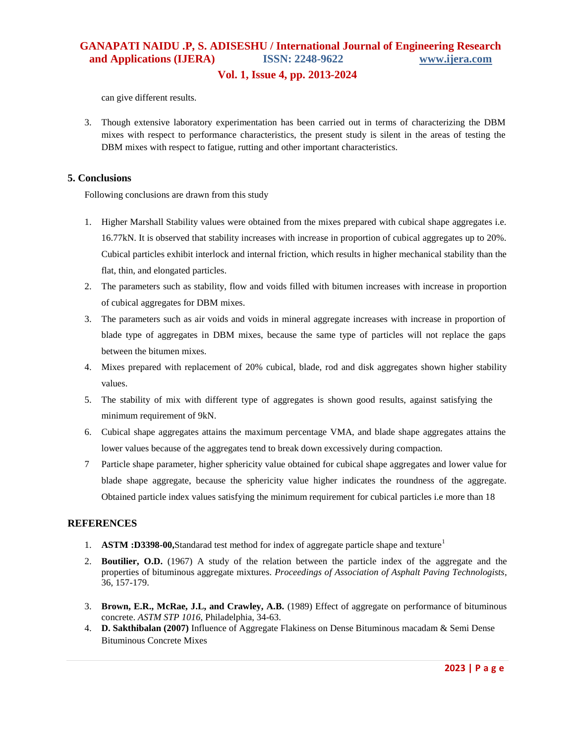can give different results.

3. Though extensive laboratory experimentation has been carried out in terms of characterizing the DBM mixes with respect to performance characteristics, the present study is silent in the areas of testing the DBM mixes with respect to fatigue, rutting and other important characteristics.

## 5. Conclusions

Following conclusions are drawn from this study

1. Higher Marshall Stability values were obtained from the mixes prepared with cubical shape aggregates i.e. 16.77kN. It is observed that stability increases with increase in proportion of cubical aggregates up to 20%. Cubical particles exhibit interlock and internal friction, which results in higher mechanical stability than the flat, thin, and elongated particles.
2. The parameters such as stability, flow and voids filled with bitumen increases with increase in proportion of cubical aggregates for DBM mixes.
3. The parameters such as air voids and voids in mineral aggregate increases with increase in proportion of blade type of aggregates in DBM mixes, because the same type of particles will not replace the gaps between the bitumen mixes.
4. Mixes prepared with replacement of 20% cubical, blade, rod and disk aggregates shown higher stability values.
5. The stability of mix with different type of aggregates is shown good results, against satisfying the minimum requirement of 9kN.
6. Cubical shape aggregates attains the maximum percentage VMA, and blade shape aggregates attains the lower values because of the aggregates tend to break down excessively during compaction.
7. Particle shape parameter, higher sphericity value obtained for cubical shape aggregates and lower value for blade shape aggregate, because the sphericity value higher indicates the roundness of the aggregate. Obtained particle index values satisfying the minimum requirement for cubical particles i.e more than 18

## REFERENCES

1. **ASTM :D3398-00,** Standarad test method for index of aggregate particle shape and texture[1]
2. **Boutilier, O.D.** (1967) A study of the relation between the particle index of the aggregate and the properties of bituminous aggregate mixtures. *Proceedings of Association of Asphalt Paving Technologists*, 36, 157-179.
3. **Brown, E.R., McRae, J.L, and Crawley, A.B.** (1989) Effect of aggregate on performance of bituminous concrete. *ASTM STP 1016*, Philadelphia, 34-63.
4. **D. Sakthibalan (2007)** Influence of Aggregate Flakiness on Dense Bituminous macadam & Semi Dense Bituminous Concrete Mixes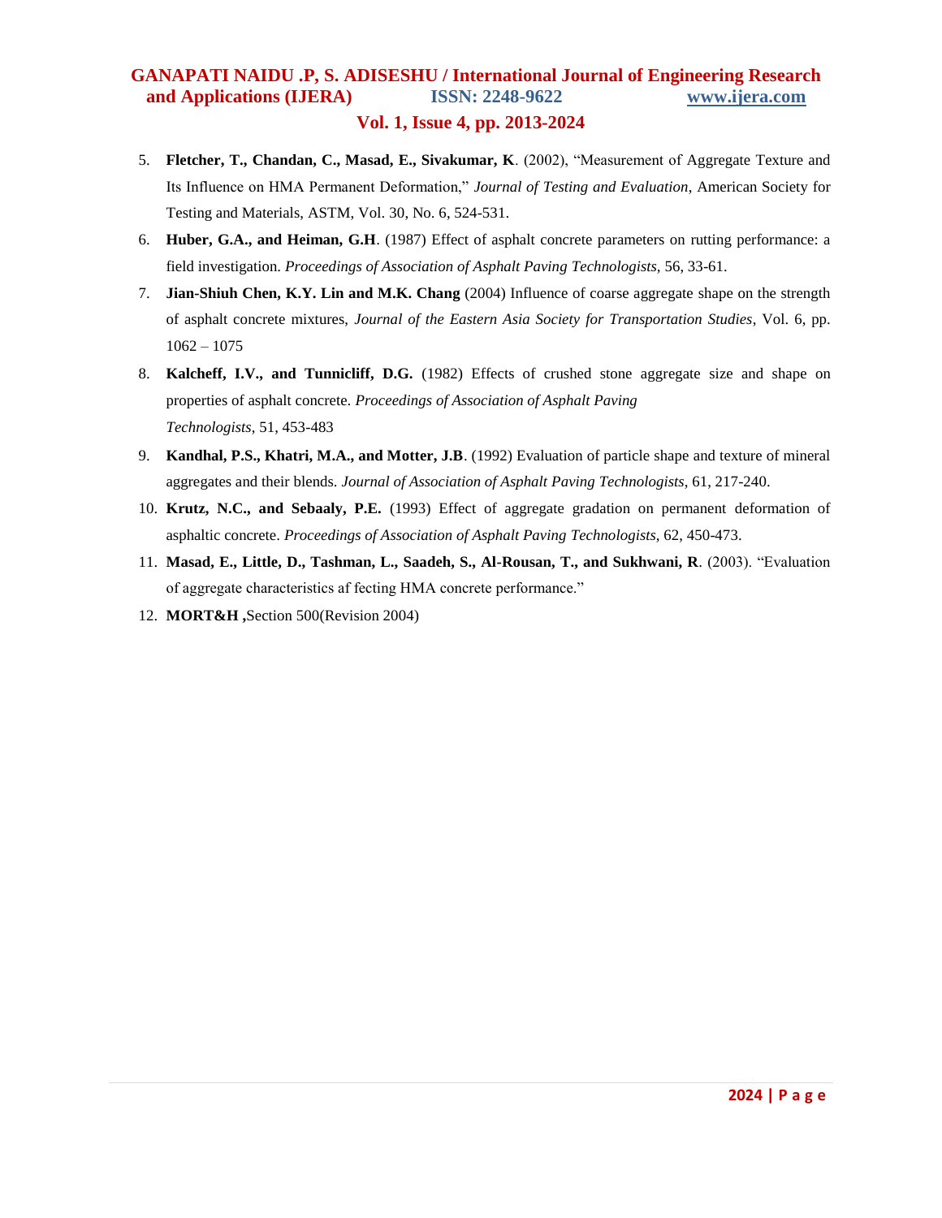5. **Fletcher, T., Chandan, C., Masad, E., Sivakumar, K**. (2002), "Measurement of Aggregate Texture and Its Influence on HMA Permanent Deformation," *Journal of Testing and Evaluation*, American Society for Testing and Materials, ASTM, Vol. 30, No. 6, 524-531.
6. **Huber, G.A., and Heiman, G.H**. (1987) Effect of asphalt concrete parameters on rutting performance: a field investigation. *Proceedings of Association of Asphalt Paving Technologists*, 56, 33-61.
7. **Jian-Shiuh Chen, K.Y. Lin and M.K. Chang** (2004) Influence of coarse aggregate shape on the strength of asphalt concrete mixtures, *Journal of the Eastern Asia Society for Transportation Studies*, Vol. 6, pp. 1062 – 1075
8. **Kalcheff, I.V., and Tunnicliff, D.G.** (1982) Effects of crushed stone aggregate size and shape on properties of asphalt concrete. *Proceedings of Association of Asphalt Paving Technologists*, 51, 453-483
9. **Kandhal, P.S., Khatri, M.A., and Motter, J.B**. (1992) Evaluation of particle shape and texture of mineral aggregates and their blends. *Journal of Association of Asphalt Paving Technologists*, 61, 217-240.
10. **Krutz, N.C., and Sebaaly, P.E.** (1993) Effect of aggregate gradation on permanent deformation of asphaltic concrete. *Proceedings of Association of Asphalt Paving Technologists*, 62, 450-473.
11. **Masad, E., Little, D., Tashman, L., Saadeh, S., Al-Rousan, T., and Sukhwani, R**. (2003). "Evaluation of aggregate characteristics af fecting HMA concrete performance."
12. **MORT&H ,**Section 500(Revision 2004)